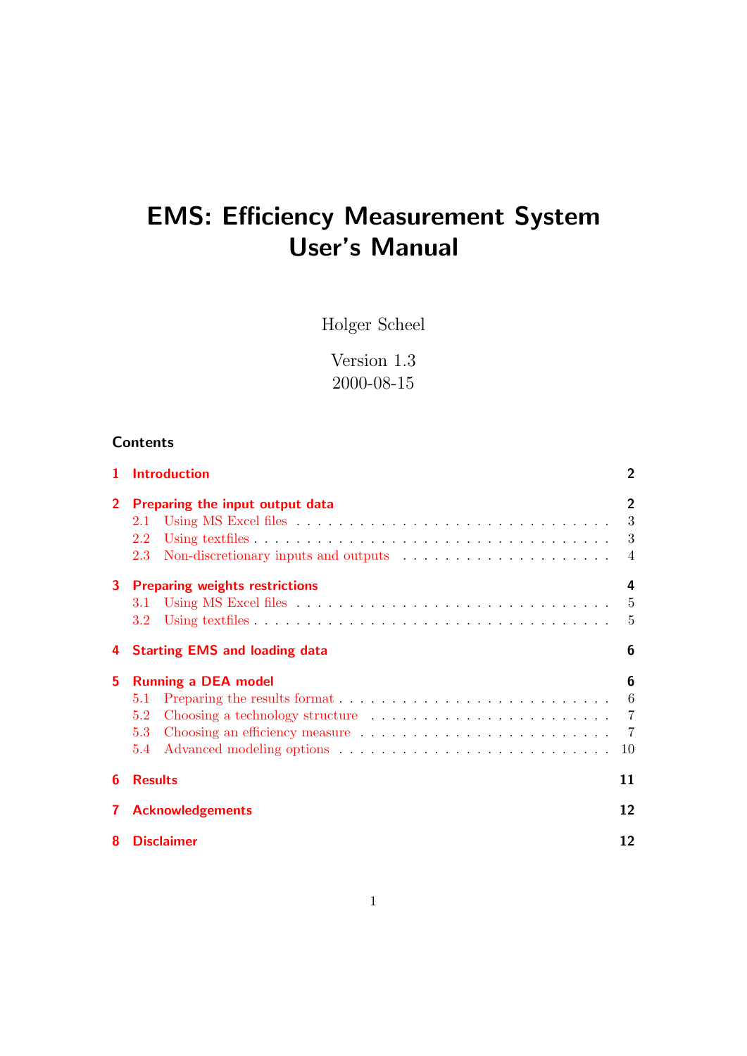# EMS: Efficiency Measurement System
# User's Manual

Holger Scheel

Version 1.3
2000-08-15

## Contents

| | | |
|---|---|---|
| **1** | **Introduction** | **2** |
| **2** | **Preparing the input output data** | **2** |
| 2.1 | Using MS Excel files | 3 |
| 2.2 | Using textfiles | 3 |
| 2.3 | Non-discretionary inputs and outputs | 4 |
| **3** | **Preparing weights restrictions** | **4** |
| 3.1 | Using MS Excel files | 5 |
| 3.2 | Using textfiles | 5 |
| **4** | **Starting EMS and loading data** | **6** |
| **5** | **Running a DEA model** | **6** |
| 5.1 | Preparing the results format | 6 |
| 5.2 | Choosing a technology structure | 7 |
| 5.3 | Choosing an efficiency measure | 7 |
| 5.4 | Advanced modeling options | 10 |
| **6** | **Results** | **11** |
| **7** | **Acknowledgements** | **12** |
| **8** | **Disclaimer** | **12** |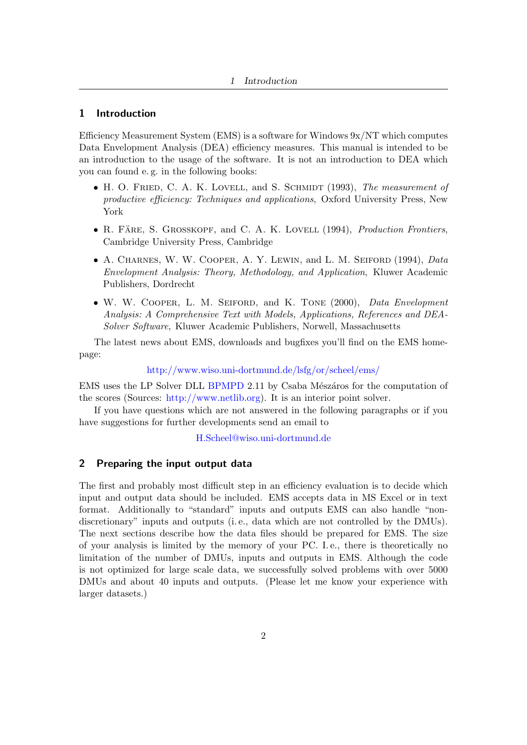## 1 Introduction

Efficiency Measurement System (EMS) is a software for Windows 9x/NT which computes Data Envelopment Analysis (DEA) efficiency measures. This manual is intended to be an introduction to the usage of the software. It is not an introduction to DEA which you can found e. g. in the following books:

- H. O. Fried, C. A. K. Lovell, and S. Schmidt (1993), *The measurement of productive efficiency: Techniques and applications*, Oxford University Press, New York
- R. Färe, S. Grosskopf, and C. A. K. Lovell (1994), *Production Frontiers*, Cambridge University Press, Cambridge
- A. Charnes, W. W. Cooper, A. Y. Lewin, and L. M. Seiford (1994), *Data Envelopment Analysis: Theory, Methodology, and Application*, Kluwer Academic Publishers, Dordrecht
- W. W. Cooper, L. M. Seiford, and K. Tone (2000), *Data Envelopment Analysis: A Comprehensive Text with Models, Applications, References and DEA-Solver Software*, Kluwer Academic Publishers, Norwell, Massachusetts

The latest news about EMS, downloads and bugfixes you'll find on the EMS homepage:

http://www.wiso.uni-dortmund.de/lsfg/or/scheel/ems/

EMS uses the LP Solver DLL BPMPD 2.11 by Csaba Mészáros for the computation of the scores (Sources: http://www.netlib.org). It is an interior point solver.

If you have questions which are not answered in the following paragraphs or if you have suggestions for further developments send an email to

H.Scheel@wiso.uni-dortmund.de

## 2 Preparing the input output data

The first and probably most difficult step in an efficiency evaluation is to decide which input and output data should be included. EMS accepts data in MS Excel or in text format. Additionally to "standard" inputs and outputs EMS can also handle "non-discretionary" inputs and outputs (i. e., data which are not controlled by the DMUs). The next sections describe how the data files should be prepared for EMS. The size of your analysis is limited by the memory of your PC. I. e., there is theoretically no limitation of the number of DMUs, inputs and outputs in EMS. Although the code is not optimized for large scale data, we successfully solved problems with over 5000 DMUs and about 40 inputs and outputs. (Please let me know your experience with larger datasets.)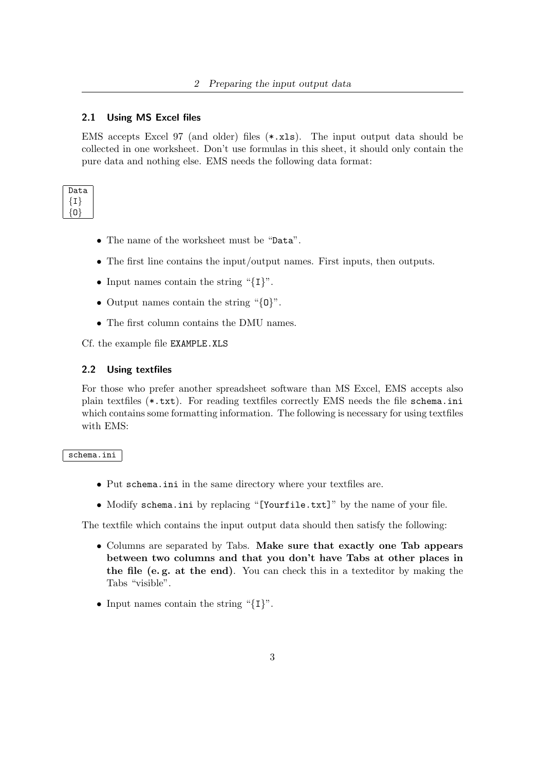## 2.1 Using MS Excel files

EMS accepts Excel 97 (and older) files (`*.xls`). The input output data should be collected in one worksheet. Don't use formulas in this sheet, it should only contain the pure data and nothing else. EMS needs the following data format:

```
Data
{I}
{O}
```

- The name of the worksheet must be "`Data`".
- The first line contains the input/output names. First inputs, then outputs.
- Input names contain the string "`{I}`".
- Output names contain the string "`{O}`".
- The first column contains the DMU names.

Cf. the example file `EXAMPLE.XLS`

## 2.2 Using textfiles

For those who prefer another spreadsheet software than MS Excel, EMS accepts also plain textfiles (`*.txt`). For reading textfiles correctly EMS needs the file `schema.ini` which contains some formatting information. The following is necessary for using textfiles with EMS:

```
schema.ini
```

- Put `schema.ini` in the same directory where your textfiles are.
- Modify `schema.ini` by replacing "`[Yourfile.txt]`" by the name of your file.

The textfile which contains the input output data should then satisfy the following:

- Columns are separated by Tabs. **Make sure that exactly one Tab appears between two columns and that you don't have Tabs at other places in the file (e. g. at the end)**. You can check this in a texteditor by making the Tabs "visible".
- Input names contain the string "`{I}`".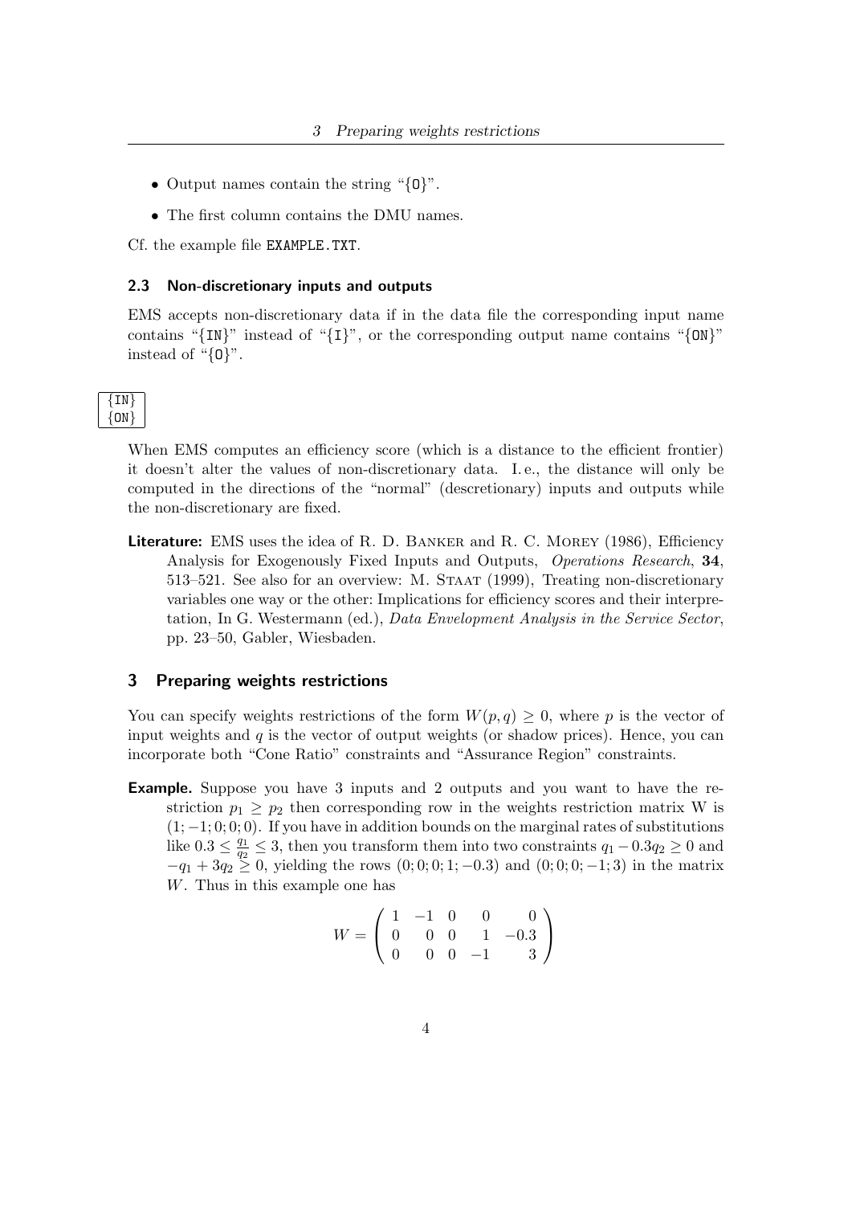- Output names contain the string "{O}".
- The first column contains the DMU names.

Cf. the example file `EXAMPLE.TXT`.

### 2.3 Non-discretionary inputs and outputs

EMS accepts non-discretionary data if in the data file the corresponding input name contains "{IN}" instead of "{I}", or the corresponding output name contains "{ON}" instead of "{O}".

```
{IN}
{ON}
```

When EMS computes an efficiency score (which is a distance to the efficient frontier) it doesn't alter the values of non-discretionary data. I. e., the distance will only be computed in the directions of the "normal" (descretionary) inputs and outputs while the non-discretionary are fixed.

**Literature:** EMS uses the idea of R. D. Banker and R. C. Morey (1986), Efficiency Analysis for Exogenously Fixed Inputs and Outputs, *Operations Research*, **34**, 513–521. See also for an overview: M. Staat (1999), Treating non-discretionary variables one way or the other: Implications for efficiency scores and their interpretation, In G. Westermann (ed.), *Data Envelopment Analysis in the Service Sector*, pp. 23–50, Gabler, Wiesbaden.

## 3 Preparing weights restrictions

You can specify weights restrictions of the form $W(p, q) \geq 0$, where $p$ is the vector of input weights and $q$ is the vector of output weights (or shadow prices). Hence, you can incorporate both "Cone Ratio" constraints and "Assurance Region" constraints.

**Example.** Suppose you have 3 inputs and 2 outputs and you want to have the restriction $p_1 \geq p_2$ then corresponding row in the weights restriction matrix W is $(1; -1; 0; 0; 0)$. If you have in addition bounds on the marginal rates of substitutions like $0.3 \leq \frac{q_1}{q_2} \leq 3$, then you transform them into two constraints $q_1 - 0.3q_2 \geq 0$ and $-q_1 + 3q_2 \geq 0$, yielding the rows $(0; 0; 0; 1; -0.3)$ and $(0; 0; 0; -1; 3)$ in the matrix $W$. Thus in this example one has

$$W = \begin{pmatrix} 1 & -1 & 0 & 0 & 0 \\ 0 & 0 & 0 & 1 & -0.3 \\ 0 & 0 & 0 & -1 & 3 \end{pmatrix}$$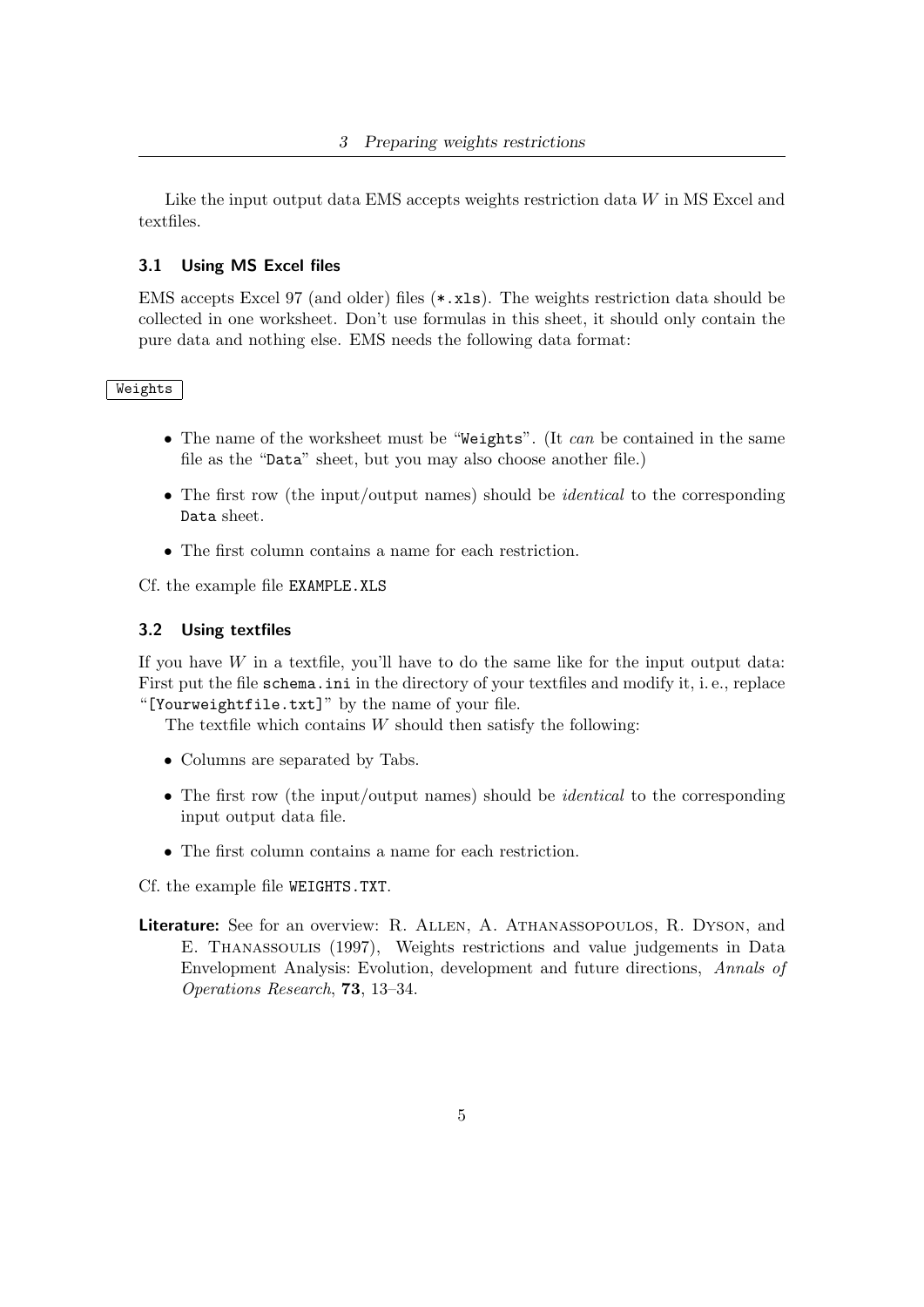Like the input output data EMS accepts weights restriction data $W$ in MS Excel and textfiles.

### 3.1 Using MS Excel files

EMS accepts Excel 97 (and older) files (`*.xls`). The weights restriction data should be collected in one worksheet. Don't use formulas in this sheet, it should only contain the pure data and nothing else. EMS needs the following data format:

`Weights`

- The name of the worksheet must be "`Weights`". (It *can* be contained in the same file as the "`Data`" sheet, but you may also choose another file.)
- The first row (the input/output names) should be *identical* to the corresponding `Data` sheet.
- The first column contains a name for each restriction.

Cf. the example file `EXAMPLE.XLS`

### 3.2 Using textfiles

If you have $W$ in a textfile, you'll have to do the same like for the input output data: First put the file `schema.ini` in the directory of your textfiles and modify it, i. e., replace "`[Yourweightfile.txt]`" by the name of your file.

The textfile which contains $W$ should then satisfy the following:

- Columns are separated by Tabs.
- The first row (the input/output names) should be *identical* to the corresponding input output data file.
- The first column contains a name for each restriction.

Cf. the example file `WEIGHTS.TXT`.

**Literature:** See for an overview: R. Allen, A. Athanassopoulos, R. Dyson, and E. Thanassoulis (1997), Weights restrictions and value judgements in Data Envelopment Analysis: Evolution, development and future directions, *Annals of Operations Research*, **73**, 13–34.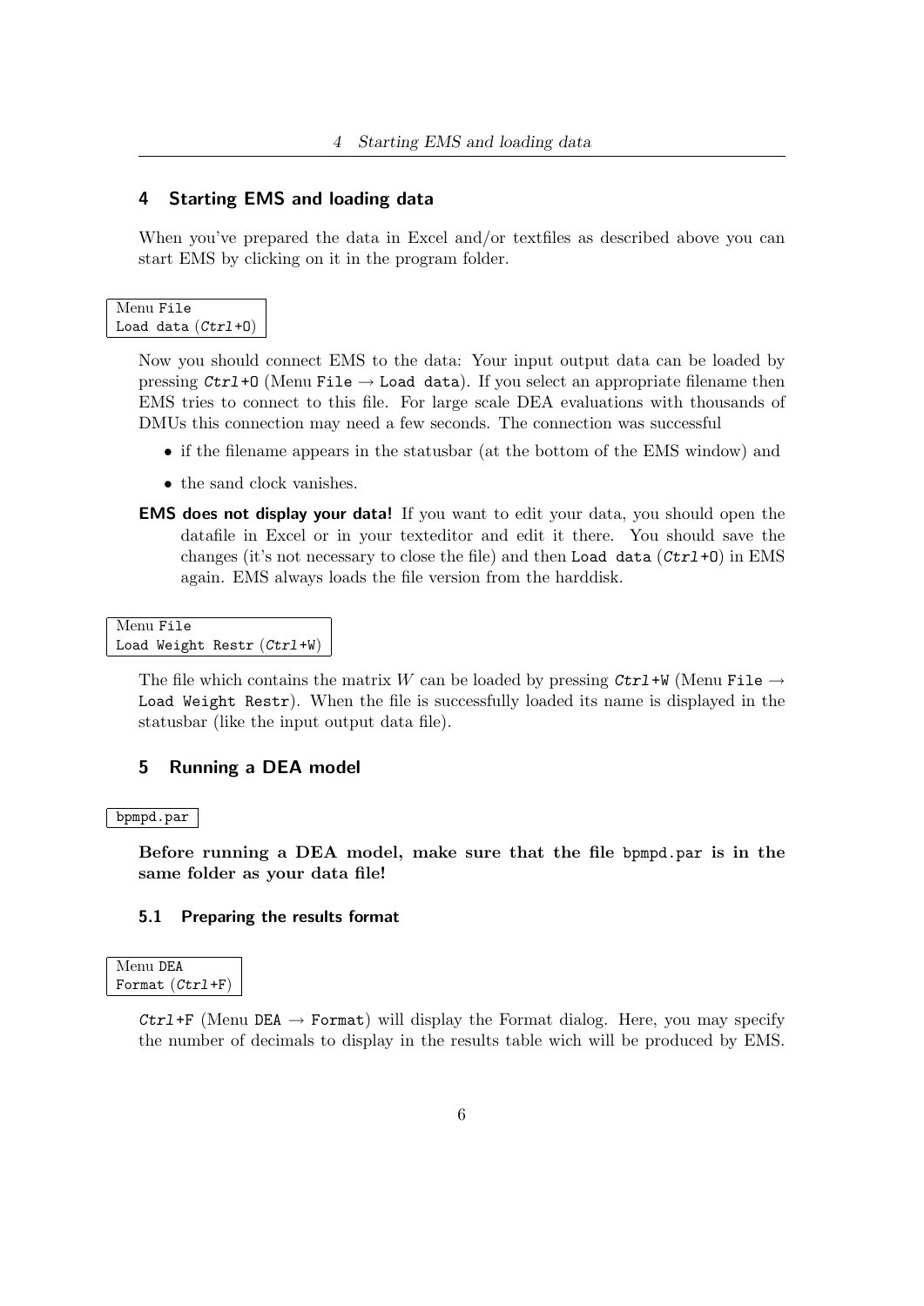## 4 Starting EMS and loading data

When you've prepared the data in Excel and/or textfiles as described above you can start EMS by clicking on it in the program folder.

Menu `File`
`Load data (Ctrl+O)`

Now you should connect EMS to the data: Your input output data can be loaded by pressing `Ctrl+O` (Menu `File` → `Load data`). If you select an appropriate filename then EMS tries to connect to this file. For large scale DEA evaluations with thousands of DMUs this connection may need a few seconds. The connection was successful

- if the filename appears in the statusbar (at the bottom of the EMS window) and
- the sand clock vanishes.

**EMS does not display your data!** If you want to edit your data, you should open the datafile in Excel or in your texteditor and edit it there. You should save the changes (it's not necessary to close the file) and then `Load data` (`Ctrl+O`) in EMS again. EMS always loads the file version from the harddisk.

Menu `File`
`Load Weight Restr (Ctrl+W)`

The file which contains the matrix $W$ can be loaded by pressing `Ctrl+W` (Menu `File` → `Load Weight Restr`). When the file is successfully loaded its name is displayed in the statusbar (like the input output data file).

## 5 Running a DEA model

`bpmpd.par`

**Before running a DEA model, make sure that the file `bpmpd.par` is in the same folder as your data file!**

### 5.1 Preparing the results format

Menu `DEA`
`Format (Ctrl+F)`

`Ctrl+F` (Menu `DEA` → `Format`) will display the Format dialog. Here, you may specify the number of decimals to display in the results table wich will be produced by EMS.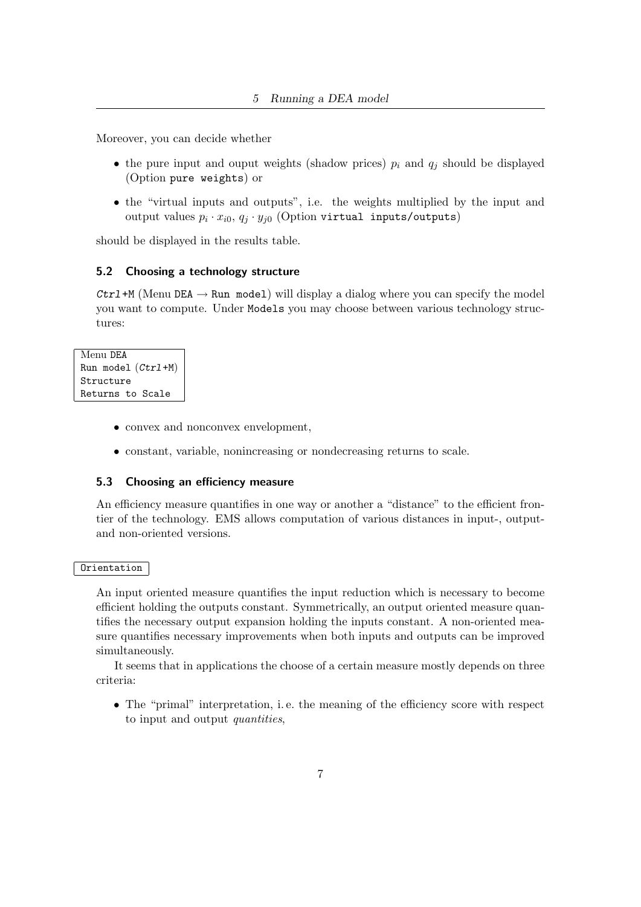Moreover, you can decide whether

- the pure input and ouput weights (shadow prices) $p_i$ and $q_j$ should be displayed (Option `pure weights`) or
- the "virtual inputs and outputs", i.e. the weights multiplied by the input and output values $p_i \cdot x_{i0}$, $q_j \cdot y_{j0}$ (Option `virtual inputs/outputs`)

should be displayed in the results table.

### 5.2 Choosing a technology structure

*Ctrl*+M (Menu `DEA` → `Run model`) will display a dialog where you can specify the model you want to compute. Under `Models` you may choose between various technology structures:

```
Menu DEA
Run model (Ctrl+M)
Structure
Returns to Scale
```

- convex and nonconvex envelopment,
- constant, variable, nonincreasing or nondecreasing returns to scale.

### 5.3 Choosing an efficiency measure

An efficiency measure quantifies in one way or another a "distance" to the efficient frontier of the technology. EMS allows computation of various distances in input-, output- and non-oriented versions.

```
Orientation
```

An input oriented measure quantifies the input reduction which is necessary to become efficient holding the outputs constant. Symmetrically, an output oriented measure quantifies the necessary output expansion holding the inputs constant. A non-oriented measure quantifies necessary improvements when both inputs and outputs can be improved simultaneously.

It seems that in applications the choose of a certain measure mostly depends on three criteria:

- The "primal" interpretation, i. e. the meaning of the efficiency score with respect to input and output *quantities*,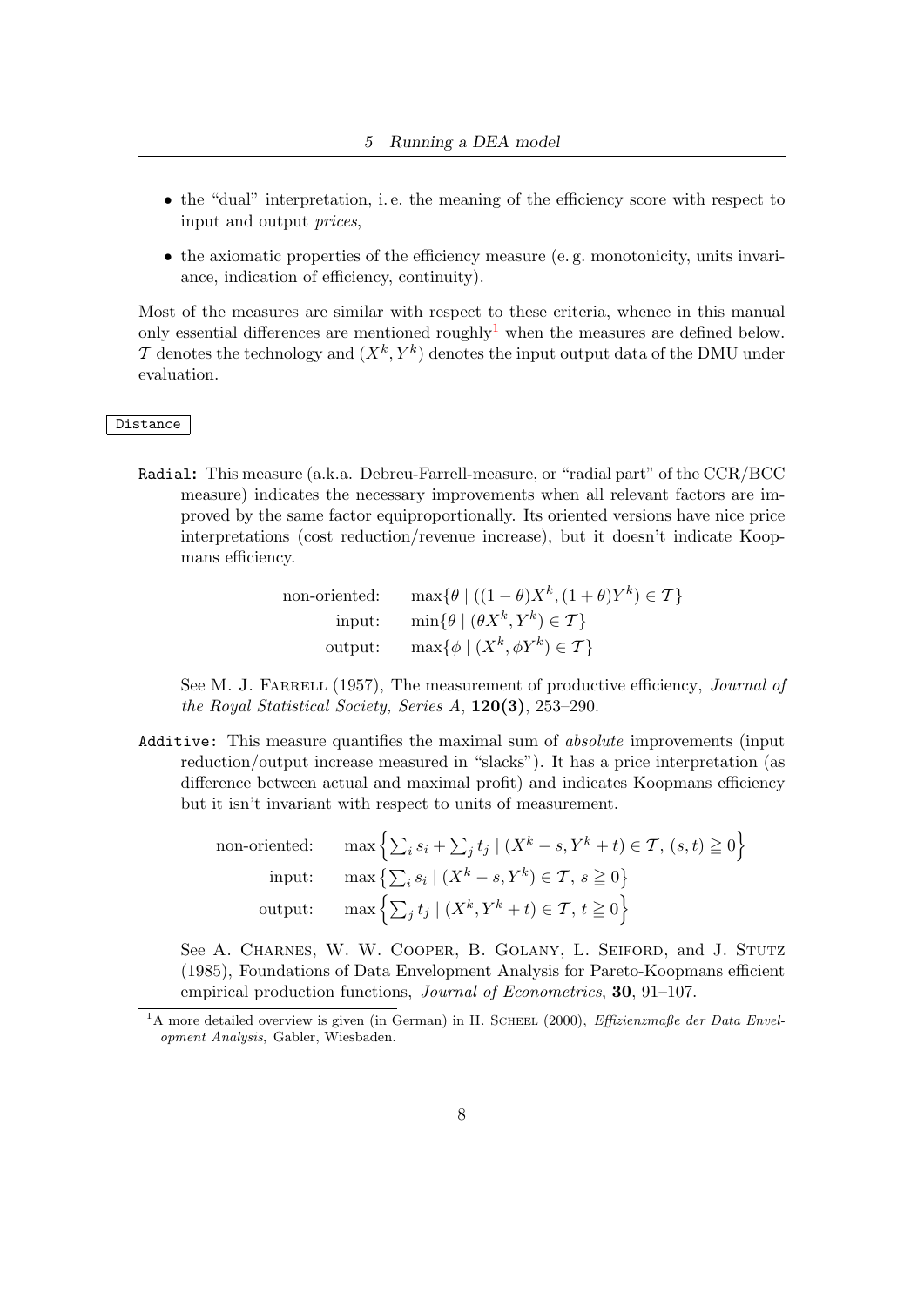- the "dual" interpretation, i. e. the meaning of the efficiency score with respect to input and output *prices*,
- the axiomatic properties of the efficiency measure (e. g. monotonicity, units invariance, indication of efficiency, continuity).

Most of the measures are similar with respect to these criteria, whence in this manual only essential differences are mentioned roughly[1] when the measures are defined below. $\mathcal{T}$ denotes the technology and $(X^k, Y^k)$ denotes the input output data of the DMU under evaluation.

`Distance`

`Radial`: This measure (a.k.a. Debreu-Farrell-measure, or "radial part" of the CCR/BCC measure) indicates the necessary improvements when all relevant factors are improved by the same factor equiproportionally. Its oriented versions have nice price interpretations (cost reduction/revenue increase), but it doesn't indicate Koopmans efficiency.

$$\begin{aligned} \text{non-oriented:} &\quad \max\{\theta \mid ((1-\theta)X^k, (1+\theta)Y^k) \in \mathcal{T}\} \\ \text{input:} &\quad \min\{\theta \mid (\theta X^k, Y^k) \in \mathcal{T}\} \\ \text{output:} &\quad \max\{\phi \mid (X^k, \phi Y^k) \in \mathcal{T}\} \end{aligned}$$

See M. J. Farrell (1957), The measurement of productive efficiency, *Journal of the Royal Statistical Society, Series A*, **120(3)**, 253–290.

`Additive`: This measure quantifies the maximal sum of *absolute* improvements (input reduction/output increase measured in "slacks"). It has a price interpretation (as difference between actual and maximal profit) and indicates Koopmans efficiency but it isn't invariant with respect to units of measurement.

$$\begin{aligned} \text{non-oriented:} &\quad \max\left\{\textstyle\sum_i s_i + \sum_j t_j \mid (X^k - s, Y^k + t) \in \mathcal{T},\ (s,t) \geqq 0\right\} \\ \text{input:} &\quad \max\left\{\textstyle\sum_i s_i \mid (X^k - s, Y^k) \in \mathcal{T},\ s \geqq 0\right\} \\ \text{output:} &\quad \max\left\{\textstyle\sum_j t_j \mid (X^k, Y^k + t) \in \mathcal{T},\ t \geqq 0\right\} \end{aligned}$$

See A. Charnes, W. W. Cooper, B. Golany, L. Seiford, and J. Stutz (1985), Foundations of Data Envelopment Analysis for Pareto-Koopmans efficient empirical production functions, *Journal of Econometrics*, **30**, 91–107.

[1] A more detailed overview is given (in German) in H. Scheel (2000), *Effizienzmaße der Data Envelopment Analysis*, Gabler, Wiesbaden.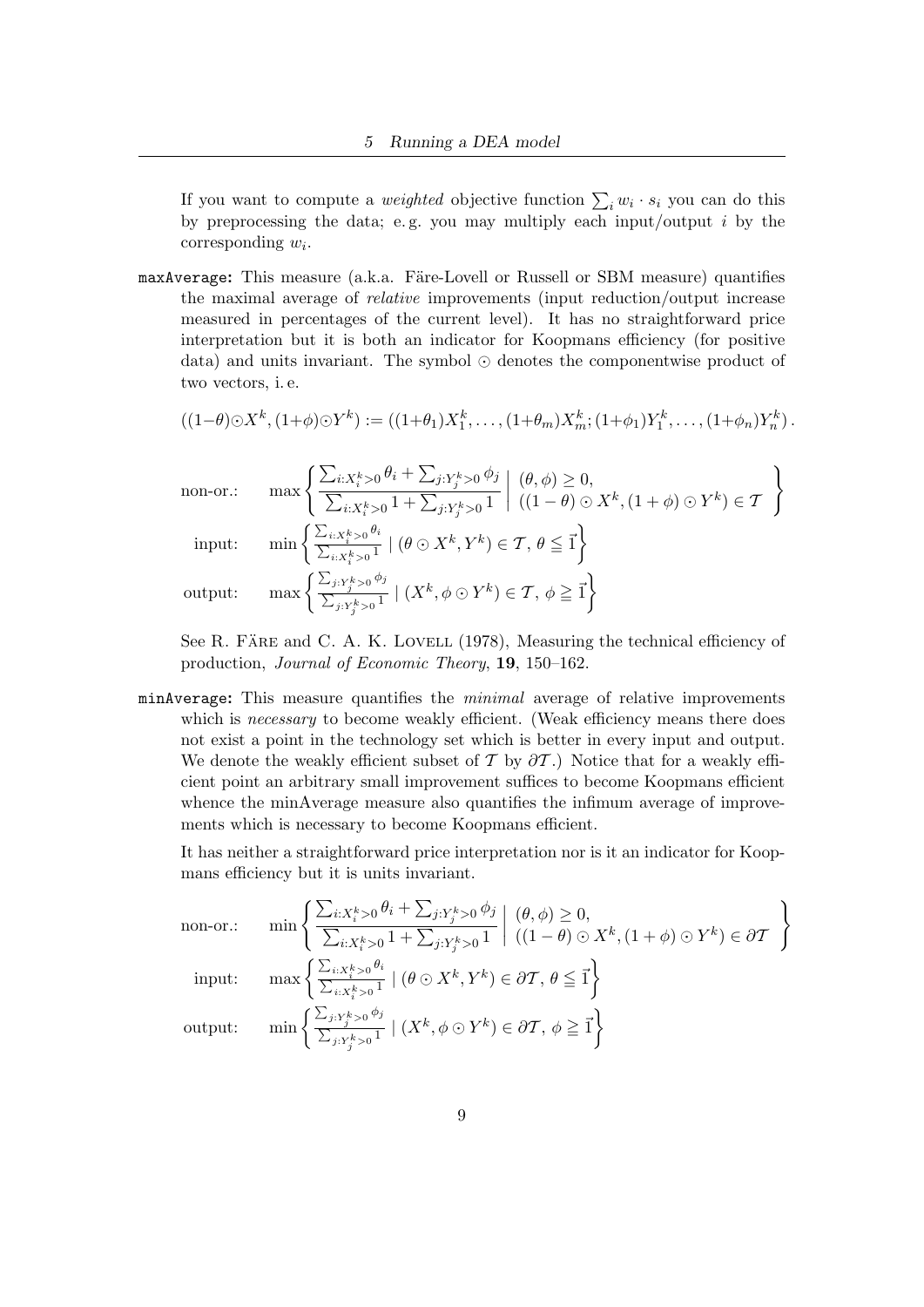If you want to compute a *weighted* objective function $\sum_i w_i \cdot s_i$ you can do this by preprocessing the data; e. g. you may multiply each input/output $i$ by the corresponding $w_i$.

`maxAverage`**:** This measure (a.k.a. Färe-Lovell or Russell or SBM measure) quantifies the maximal average of *relative* improvements (input reduction/output increase measured in percentages of the current level). It has no straightforward price interpretation but it is both an indicator for Koopmans efficiency (for positive data) and units invariant. The symbol $\odot$ denotes the componentwise product of two vectors, i. e.

$$((1-\theta)\odot X^k, (1+\phi)\odot Y^k) := ((1+\theta_1)X_1^k, \ldots, (1+\theta_m)X_m^k; (1+\phi_1)Y_1^k, \ldots, (1+\phi_n)Y_n^k).$$

$$\text{non-or.:} \quad \max\left\{ \frac{\sum_{i:X_i^k>0}\theta_i + \sum_{j:Y_j^k>0}\phi_j}{\sum_{i:X_i^k>0}1 + \sum_{j:Y_j^k>0}1} \;\middle|\; \begin{array}{l}(\theta,\phi) \geq 0,\\ ((1-\theta)\odot X^k, (1+\phi)\odot Y^k) \in \mathcal{T}\end{array} \right\}$$

$$\text{input:} \quad \min\left\{ \frac{\sum_{i:X_i^k>0}\theta_i}{\sum_{i:X_i^k>0}1} \mid (\theta\odot X^k, Y^k) \in \mathcal{T},\, \theta \leqq \vec{1} \right\}$$

$$\text{output:} \quad \max\left\{ \frac{\sum_{j:Y_j^k>0}\phi_j}{\sum_{j:Y_j^k>0}1} \mid (X^k, \phi\odot Y^k) \in \mathcal{T},\, \phi \geqq \vec{1} \right\}$$

See R. Färe and C. A. K. Lovell (1978), Measuring the technical efficiency of production, *Journal of Economic Theory*, **19**, 150–162.

`minAverage`**:** This measure quantifies the *minimal* average of relative improvements which is *necessary* to become weakly efficient. (Weak efficiency means there does not exist a point in the technology set which is better in every input and output. We denote the weakly efficient subset of $\mathcal{T}$ by $\partial\mathcal{T}$.) Notice that for a weakly efficient point an arbitrary small improvement suffices to become Koopmans efficient whence the minAverage measure also quantifies the infimum average of improvements which is necessary to become Koopmans efficient.

It has neither a straightforward price interpretation nor is it an indicator for Koopmans efficiency but it is units invariant.

$$\text{non-or.:} \quad \min\left\{ \frac{\sum_{i:X_i^k>0}\theta_i + \sum_{j:Y_j^k>0}\phi_j}{\sum_{i:X_i^k>0}1 + \sum_{j:Y_j^k>0}1} \;\middle|\; \begin{array}{l}(\theta,\phi) \geq 0,\\ ((1-\theta)\odot X^k, (1+\phi)\odot Y^k) \in \partial\mathcal{T}\end{array} \right\}$$

$$\text{input:} \quad \max\left\{ \frac{\sum_{i:X_i^k>0}\theta_i}{\sum_{i:X_i^k>0}1} \mid (\theta\odot X^k, Y^k) \in \partial\mathcal{T},\, \theta \leqq \vec{1} \right\}$$

$$\text{output:} \quad \min\left\{ \frac{\sum_{j:Y_j^k>0}\phi_j}{\sum_{j:Y_j^k>0}1} \mid (X^k, \phi\odot Y^k) \in \partial\mathcal{T},\, \phi \geqq \vec{1} \right\}$$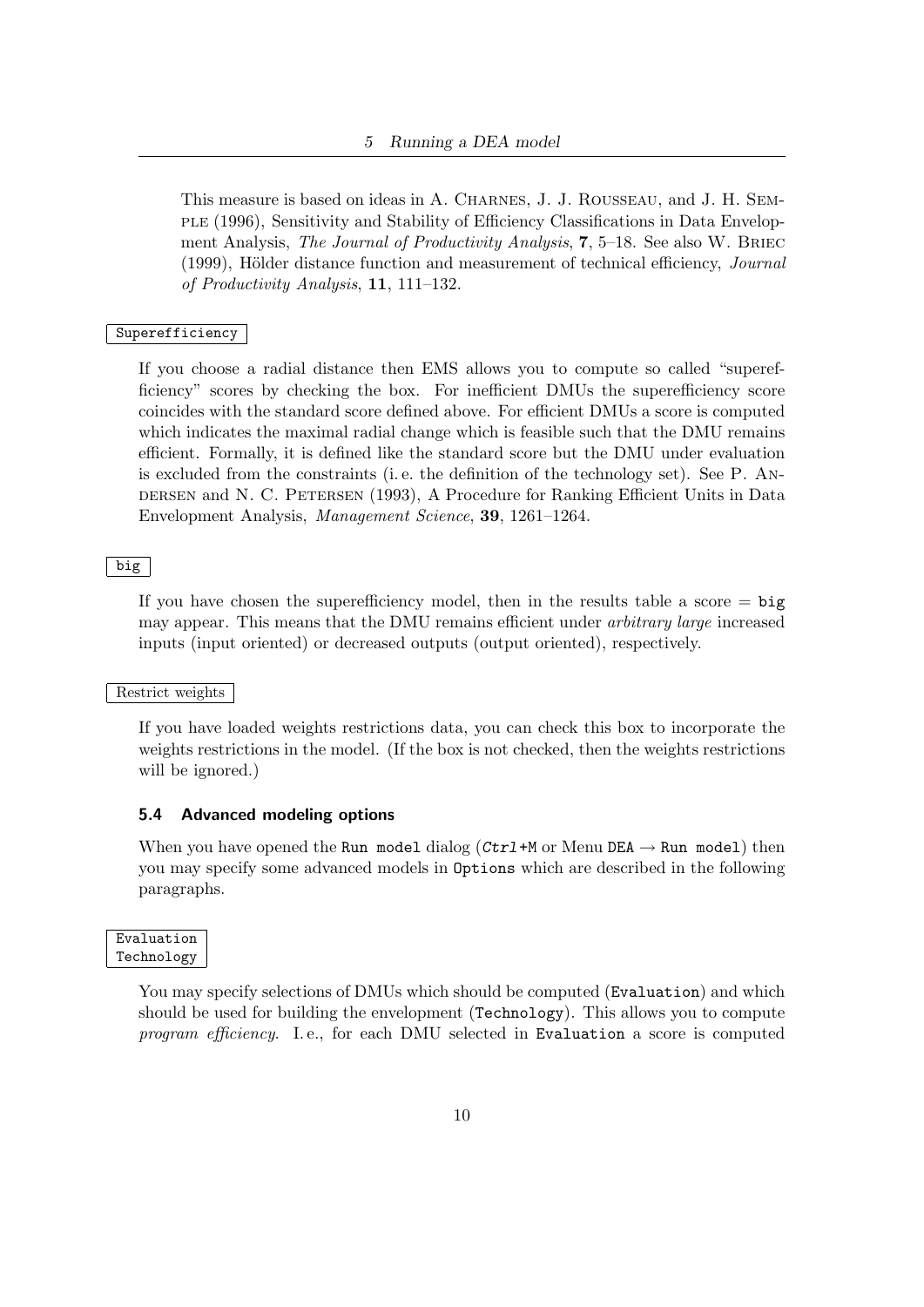This measure is based on ideas in A. Charnes, J. J. Rousseau, and J. H. Semple (1996), Sensitivity and Stability of Efficiency Classifications in Data Envelopment Analysis, *The Journal of Productivity Analysis*, **7**, 5–18. See also W. Briec (1999), Hölder distance function and measurement of technical efficiency, *Journal of Productivity Analysis*, **11**, 111–132.

`Superefficiency`

If you choose a radial distance then EMS allows you to compute so called "superefficiency" scores by checking the box. For inefficient DMUs the superefficiency score coincides with the standard score defined above. For efficient DMUs a score is computed which indicates the maximal radial change which is feasible such that the DMU remains efficient. Formally, it is defined like the standard score but the DMU under evaluation is excluded from the constraints (i. e. the definition of the technology set). See P. Andersen and N. C. Petersen (1993), A Procedure for Ranking Efficient Units in Data Envelopment Analysis, *Management Science*, **39**, 1261–1264.

`big`

If you have chosen the superefficiency model, then in the results table a score = `big` may appear. This means that the DMU remains efficient under *arbitrary large* increased inputs (input oriented) or decreased outputs (output oriented), respectively.

Restrict weights

If you have loaded weights restrictions data, you can check this box to incorporate the weights restrictions in the model. (If the box is not checked, then the weights restrictions will be ignored.)

### 5.4 Advanced modeling options

When you have opened the `Run model` dialog (*Ctrl*+M or Menu `DEA` → `Run model`) then you may specify some advanced models in `Options` which are described in the following paragraphs.

`Evaluation`
`Technology`

You may specify selections of DMUs which should be computed (`Evaluation`) and which should be used for building the envelopment (`Technology`). This allows you to compute *program efficiency*. I. e., for each DMU selected in `Evaluation` a score is computed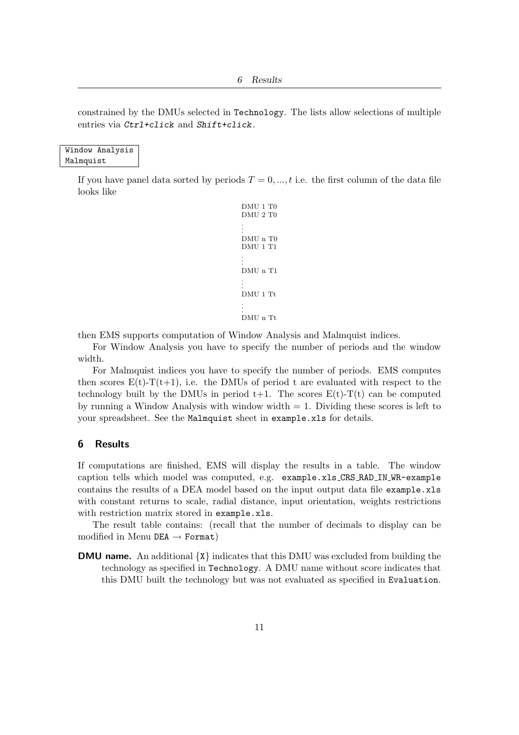constrained by the DMUs selected in `Technology`. The lists allow selections of multiple entries via *`Ctrl+click`* and *`Shift+click`*.

```
Window Analysis
Malmquist
```

If you have panel data sorted by periods $T = 0, ..., t$ i.e. the first column of the data file looks like

```
DMU 1 T0
DMU 2 T0
⋮
DMU n T0
DMU 1 T1
⋮
DMU n T1
⋮
DMU 1 Tt
⋮
DMU n Tt
```

then EMS supports computation of Window Analysis and Malmquist indices.

For Window Analysis you have to specify the number of periods and the window width.

For Malmquist indices you have to specify the number of periods. EMS computes then scores E(t)-T(t+1), i.e. the DMUs of period t are evaluated with respect to the technology built by the DMUs in period t+1. The scores E(t)-T(t) can be computed by running a Window Analysis with window width = 1. Dividing these scores is left to your spreadsheet. See the `Malmquist` sheet in `example.xls` for details.

## 6 Results

If computations are finished, EMS will display the results in a table. The window caption tells which model was computed, e.g. `example.xls_CRS_RAD_IN_WR-example` contains the results of a DEA model based on the input output data file `example.xls` with constant returns to scale, radial distance, input orientation, weights restrictions with restriction matrix stored in `example.xls`.

The result table contains: (recall that the number of decimals to display can be modified in Menu `DEA` → `Format`)

**DMU name.** An additional `{X}` indicates that this DMU was excluded from building the technology as specified in `Technology`. A DMU name without score indicates that this DMU built the technology but was not evaluated as specified in `Evaluation`.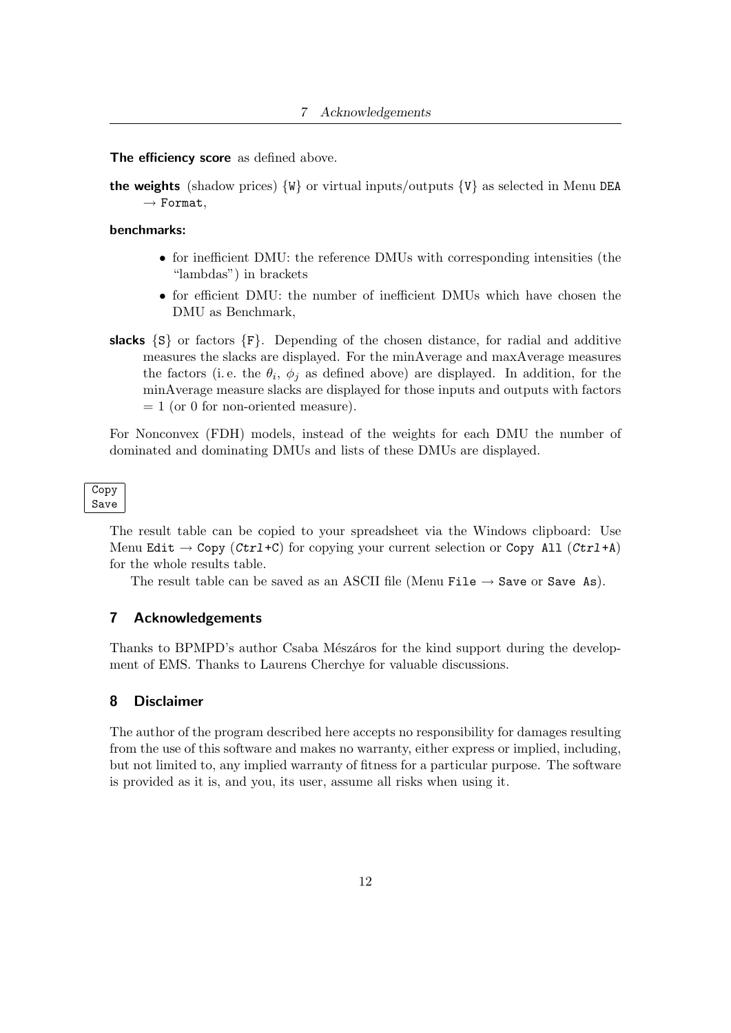**The efficiency score** as defined above.

**the weights** (shadow prices) {W} or virtual inputs/outputs {V} as selected in Menu DEA → Format,

**benchmarks:**

- for inefficient DMU: the reference DMUs with corresponding intensities (the "lambdas") in brackets
- for efficient DMU: the number of inefficient DMUs which have chosen the DMU as Benchmark,

**slacks** {S} or factors {F}. Depending of the chosen distance, for radial and additive measures the slacks are displayed. For the minAverage and maxAverage measures the factors (i. e. the $\theta_i$, $\phi_j$ as defined above) are displayed. In addition, for the minAverage measure slacks are displayed for those inputs and outputs with factors = 1 (or 0 for non-oriented measure).

For Nonconvex (FDH) models, instead of the weights for each DMU the number of dominated and dominating DMUs and lists of these DMUs are displayed.

Copy
Save

The result table can be copied to your spreadsheet via the Windows clipboard: Use Menu Edit → Copy (*Ctrl*+C) for copying your current selection or Copy All (*Ctrl*+A) for the whole results table.

The result table can be saved as an ASCII file (Menu File → Save or Save As).

## 7 Acknowledgements

Thanks to BPMPD's author Csaba Mészáros for the kind support during the development of EMS. Thanks to Laurens Cherchye for valuable discussions.

## 8 Disclaimer

The author of the program described here accepts no responsibility for damages resulting from the use of this software and makes no warranty, either express or implied, including, but not limited to, any implied warranty of fitness for a particular purpose. The software is provided as it is, and you, its user, assume all risks when using it.